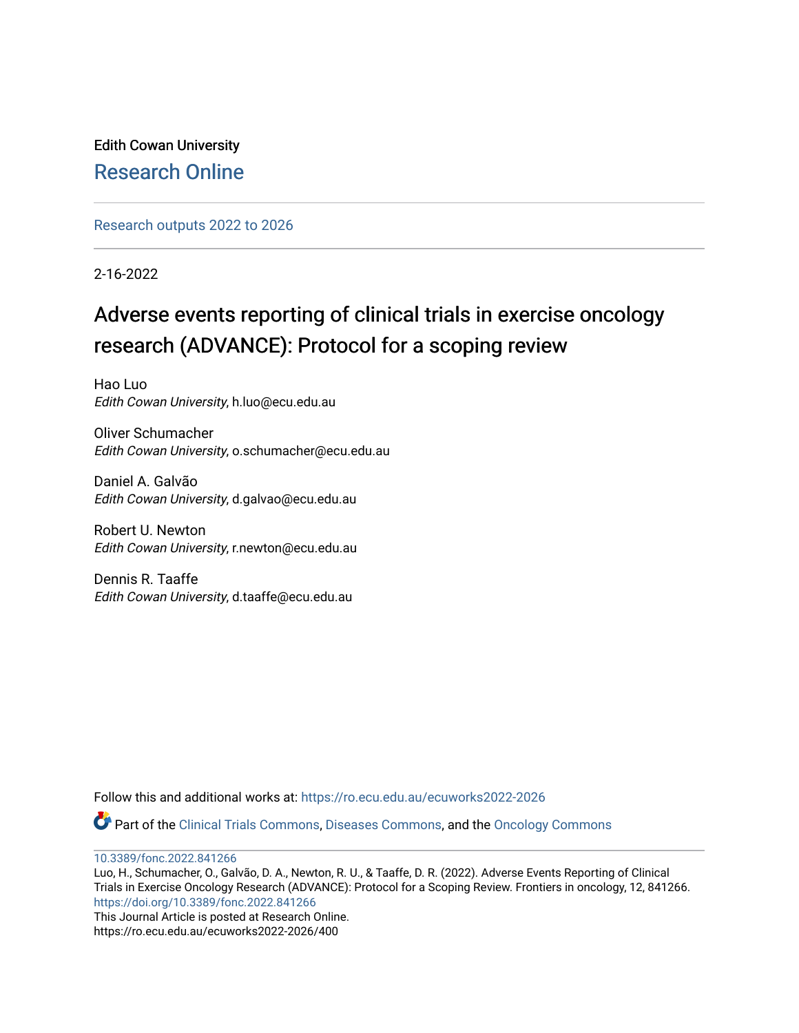Edith Cowan University

Research Online

Research outputs 2022 to 2026

2-16-2022

# Adverse events reporting of clinical trials in exercise oncology research (ADVANCE): Protocol for a scoping review

Hao Luo
*Edith Cowan University*, h.luo@ecu.edu.au

Oliver Schumacher
*Edith Cowan University*, o.schumacher@ecu.edu.au

Daniel A. Galvão
*Edith Cowan University*, d.galvao@ecu.edu.au

Robert U. Newton
*Edith Cowan University*, r.newton@ecu.edu.au

Dennis R. Taaffe
*Edith Cowan University*, d.taaffe@ecu.edu.au

Follow this and additional works at: https://ro.ecu.edu.au/ecuworks2022-2026

Part of the Clinical Trials Commons, Diseases Commons, and the Oncology Commons

10.3389/fonc.2022.841266
Luo, H., Schumacher, O., Galvão, D. A., Newton, R. U., & Taaffe, D. R. (2022). Adverse Events Reporting of Clinical Trials in Exercise Oncology Research (ADVANCE): Protocol for a Scoping Review. Frontiers in oncology, 12, 841266.
https://doi.org/10.3389/fonc.2022.841266
This Journal Article is posted at Research Online.
https://ro.ecu.edu.au/ecuworks2022-2026/400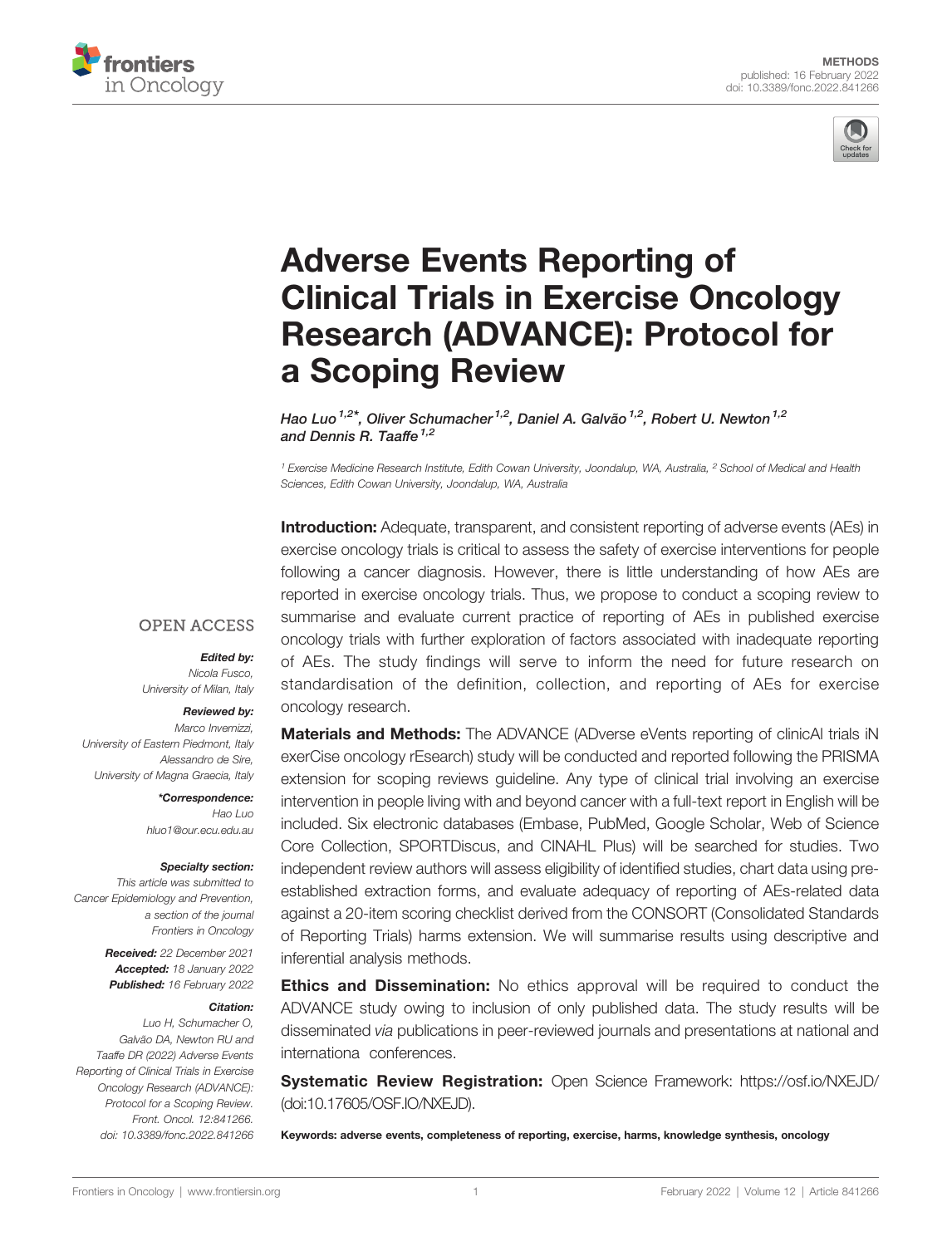# Adverse Events Reporting of Clinical Trials in Exercise Oncology Research (ADVANCE): Protocol for a Scoping Review

*Hao Luo[1,2]\*, Oliver Schumacher[1,2], Daniel A. Galvão[1,2], Robert U. Newton[1,2] and Dennis R. Taaffe[1,2]*

[1] Exercise Medicine Research Institute, Edith Cowan University, Joondalup, WA, Australia, [2] School of Medical and Health Sciences, Edith Cowan University, Joondalup, WA, Australia

**OPEN ACCESS**

***Edited by:***
*Nicola Fusco,*
*University of Milan, Italy*

***Reviewed by:***
*Marco Invernizzi,*
*University of Eastern Piedmont, Italy*
*Alessandro de Sire,*
*University of Magna Graecia, Italy*

***\*Correspondence:***
*Hao Luo*
*hluo1@our.ecu.edu.au*

***Specialty section:***
*This article was submitted to Cancer Epidemiology and Prevention, a section of the journal Frontiers in Oncology*

***Received:*** *22 December 2021*
***Accepted:*** *18 January 2022*
***Published:*** *16 February 2022*

***Citation:***
*Luo H, Schumacher O, Galvão DA, Newton RU and Taaffe DR (2022) Adverse Events Reporting of Clinical Trials in Exercise Oncology Research (ADVANCE): Protocol for a Scoping Review. Front. Oncol. 12:841266. doi: 10.3389/fonc.2022.841266*

**Introduction:** Adequate, transparent, and consistent reporting of adverse events (AEs) in exercise oncology trials is critical to assess the safety of exercise interventions for people following a cancer diagnosis. However, there is little understanding of how AEs are reported in exercise oncology trials. Thus, we propose to conduct a scoping review to summarise and evaluate current practice of reporting of AEs in published exercise oncology trials with further exploration of factors associated with inadequate reporting of AEs. The study findings will serve to inform the need for future research on standardisation of the definition, collection, and reporting of AEs for exercise oncology research.

**Materials and Methods:** The ADVANCE (ADverse eVents reporting of clinicAl trials iN exerCise oncology rEsearch) study will be conducted and reported following the PRISMA extension for scoping reviews guideline. Any type of clinical trial involving an exercise intervention in people living with and beyond cancer with a full-text report in English will be included. Six electronic databases (Embase, PubMed, Google Scholar, Web of Science Core Collection, SPORTDiscus, and CINAHL Plus) will be searched for studies. Two independent review authors will assess eligibility of identified studies, chart data using pre-established extraction forms, and evaluate adequacy of reporting of AEs-related data against a 20-item scoring checklist derived from the CONSORT (Consolidated Standards of Reporting Trials) harms extension. We will summarise results using descriptive and inferential analysis methods.

**Ethics and Dissemination:** No ethics approval will be required to conduct the ADVANCE study owing to inclusion of only published data. The study results will be disseminated *via* publications in peer-reviewed journals and presentations at national and internationa conferences.

**Systematic Review Registration:** Open Science Framework: https://osf.io/NXEJD/ (doi:10.17605/OSF.IO/NXEJD).

**Keywords: adverse events, completeness of reporting, exercise, harms, knowledge synthesis, oncology**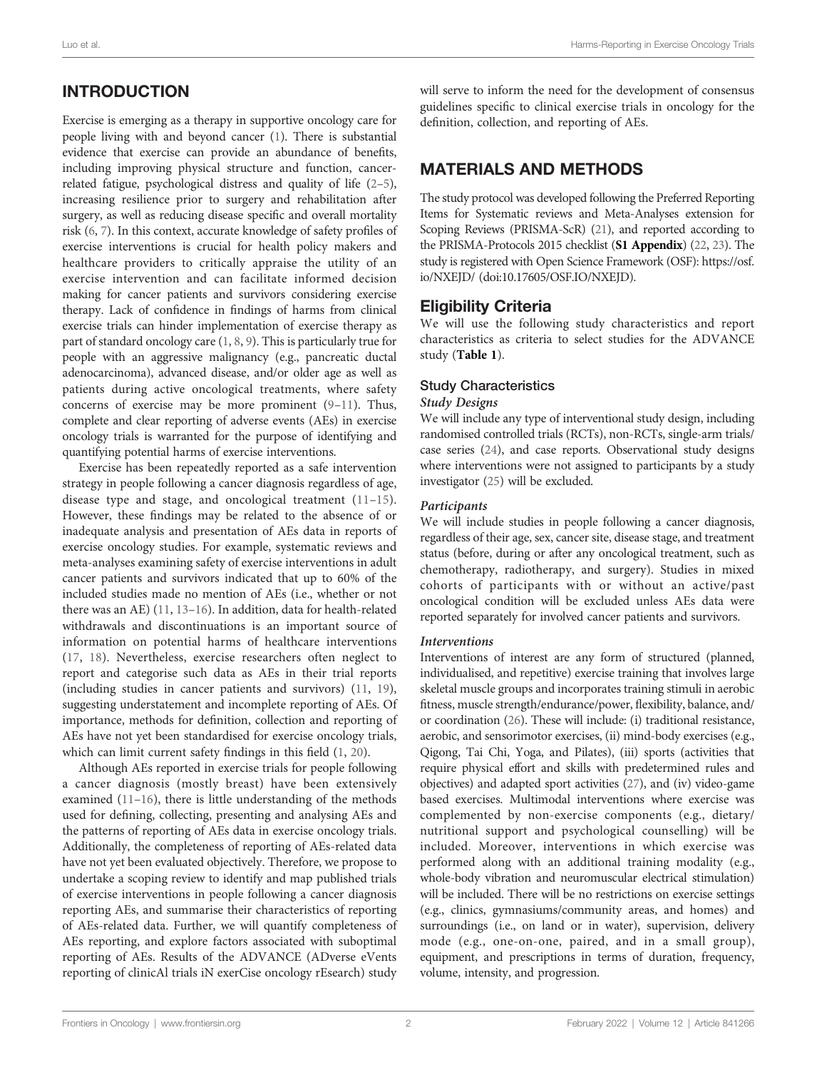## INTRODUCTION

Exercise is emerging as a therapy in supportive oncology care for people living with and beyond cancer (1). There is substantial evidence that exercise can provide an abundance of benefits, including improving physical structure and function, cancer-related fatigue, psychological distress and quality of life (2–5), increasing resilience prior to surgery and rehabilitation after surgery, as well as reducing disease specific and overall mortality risk (6, 7). In this context, accurate knowledge of safety profiles of exercise interventions is crucial for health policy makers and healthcare providers to critically appraise the utility of an exercise intervention and can facilitate informed decision making for cancer patients and survivors considering exercise therapy. Lack of confidence in findings of harms from clinical exercise trials can hinder implementation of exercise therapy as part of standard oncology care (1, 8, 9). This is particularly true for people with an aggressive malignancy (e.g., pancreatic ductal adenocarcinoma), advanced disease, and/or older age as well as patients during active oncological treatments, where safety concerns of exercise may be more prominent (9–11). Thus, complete and clear reporting of adverse events (AEs) in exercise oncology trials is warranted for the purpose of identifying and quantifying potential harms of exercise interventions.

Exercise has been repeatedly reported as a safe intervention strategy in people following a cancer diagnosis regardless of age, disease type and stage, and oncological treatment (11–15). However, these findings may be related to the absence of or inadequate analysis and presentation of AEs data in reports of exercise oncology studies. For example, systematic reviews and meta-analyses examining safety of exercise interventions in adult cancer patients and survivors indicated that up to 60% of the included studies made no mention of AEs (i.e., whether or not there was an AE) (11, 13–16). In addition, data for health-related withdrawals and discontinuations is an important source of information on potential harms of healthcare interventions (17, 18). Nevertheless, exercise researchers often neglect to report and categorise such data as AEs in their trial reports (including studies in cancer patients and survivors) (11, 19), suggesting understatement and incomplete reporting of AEs. Of importance, methods for definition, collection and reporting of AEs have not yet been standardised for exercise oncology trials, which can limit current safety findings in this field (1, 20).

Although AEs reported in exercise trials for people following a cancer diagnosis (mostly breast) have been extensively examined (11–16), there is little understanding of the methods used for defining, collecting, presenting and analysing AEs and the patterns of reporting of AEs data in exercise oncology trials. Additionally, the completeness of reporting of AEs-related data have not yet been evaluated objectively. Therefore, we propose to undertake a scoping review to identify and map published trials of exercise interventions in people following a cancer diagnosis reporting AEs, and summarise their characteristics of reporting of AEs-related data. Further, we will quantify completeness of AEs reporting, and explore factors associated with suboptimal reporting of AEs. Results of the ADVANCE (ADverse eVents reporting of clinicAl trials iN exerCise oncology rEsearch) study will serve to inform the need for the development of consensus guidelines specific to clinical exercise trials in oncology for the definition, collection, and reporting of AEs.

## MATERIALS AND METHODS

The study protocol was developed following the Preferred Reporting Items for Systematic reviews and Meta-Analyses extension for Scoping Reviews (PRISMA-ScR) (21), and reported according to the PRISMA-Protocols 2015 checklist (**S1 Appendix**) (22, 23). The study is registered with Open Science Framework (OSF): https://osf.io/NXEJD/ (doi:10.17605/OSF.IO/NXEJD).

### Eligibility Criteria

We will use the following study characteristics and report characteristics as criteria to select studies for the ADVANCE study (**Table 1**).

#### Study Characteristics

##### *Study Designs*

We will include any type of interventional study design, including randomised controlled trials (RCTs), non-RCTs, single-arm trials/case series (24), and case reports. Observational study designs where interventions were not assigned to participants by a study investigator (25) will be excluded.

##### *Participants*

We will include studies in people following a cancer diagnosis, regardless of their age, sex, cancer site, disease stage, and treatment status (before, during or after any oncological treatment, such as chemotherapy, radiotherapy, and surgery). Studies in mixed cohorts of participants with or without an active/past oncological condition will be excluded unless AEs data were reported separately for involved cancer patients and survivors.

##### *Interventions*

Interventions of interest are any form of structured (planned, individualised, and repetitive) exercise training that involves large skeletal muscle groups and incorporates training stimuli in aerobic fitness, muscle strength/endurance/power, flexibility, balance, and/or coordination (26). These will include: (i) traditional resistance, aerobic, and sensorimotor exercises, (ii) mind-body exercises (e.g., Qigong, Tai Chi, Yoga, and Pilates), (iii) sports (activities that require physical effort and skills with predetermined rules and objectives) and adapted sport activities (27), and (iv) video-game based exercises. Multimodal interventions where exercise was complemented by non-exercise components (e.g., dietary/nutritional support and psychological counselling) will be included. Moreover, interventions in which exercise was performed along with an additional training modality (e.g., whole-body vibration and neuromuscular electrical stimulation) will be included. There will be no restrictions on exercise settings (e.g., clinics, gymnasiums/community areas, and homes) and surroundings (i.e., on land or in water), supervision, delivery mode (e.g., one-on-one, paired, and in a small group), equipment, and prescriptions in terms of duration, frequency, volume, intensity, and progression.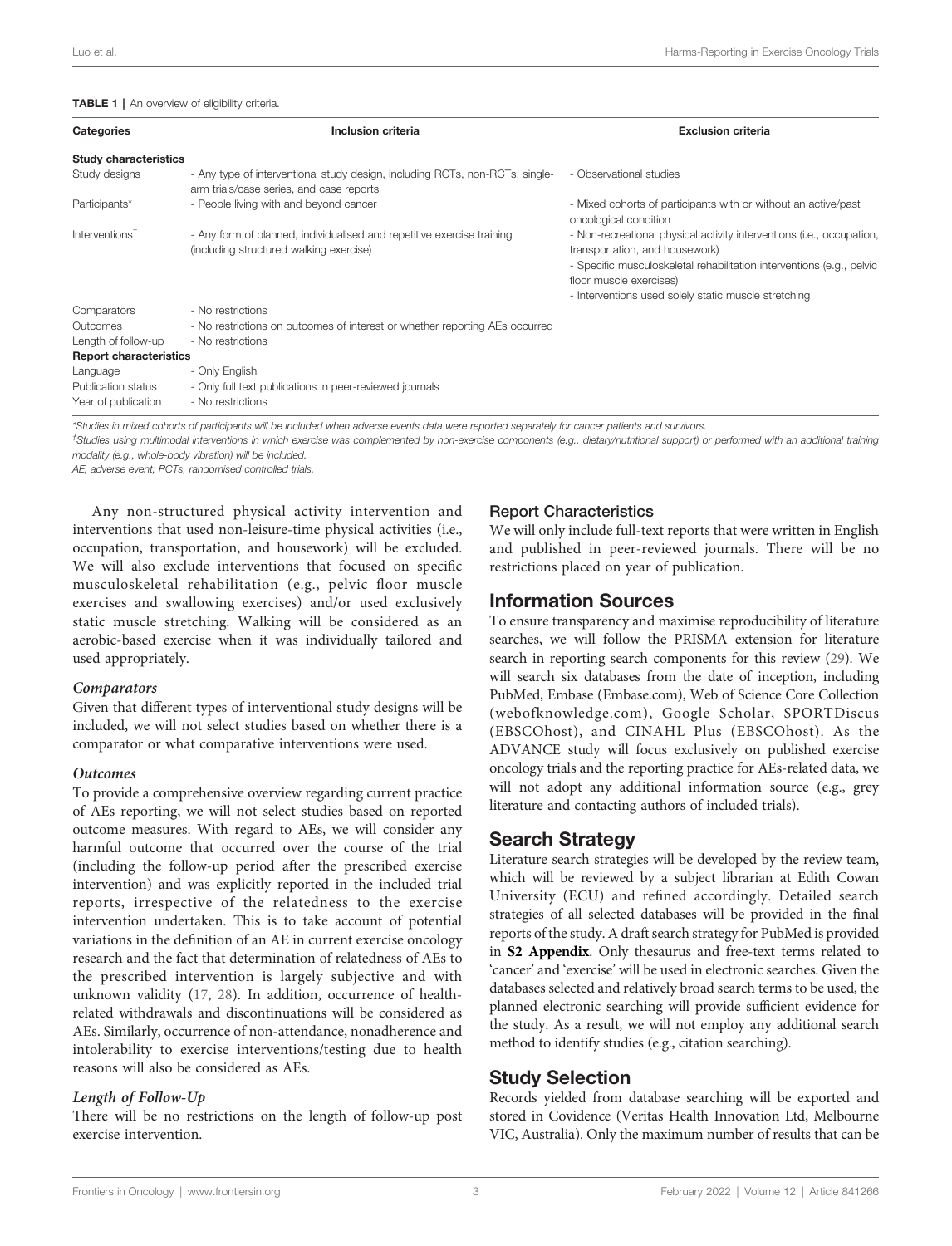**TABLE 1** | An overview of eligibility criteria.

| Categories | Inclusion criteria | Exclusion criteria |
|---|---|---|
| **Study characteristics** | | |
| Study designs | - Any type of interventional study design, including RCTs, non-RCTs, single-arm trials/case series, and case reports | - Observational studies |
| Participants* | - People living with and beyond cancer | - Mixed cohorts of participants with or without an active/past oncological condition |
| Interventions† | - Any form of planned, individualised and repetitive exercise training (including structured walking exercise) | - Non-recreational physical activity interventions (i.e., occupation, transportation, and housework)<br>- Specific musculoskeletal rehabilitation interventions (e.g., pelvic floor muscle exercises)<br>- Interventions used solely static muscle stretching |
| Comparators | - No restrictions | |
| Outcomes | - No restrictions on outcomes of interest or whether reporting AEs occurred | |
| Length of follow-up | - No restrictions | |
| **Report characteristics** | | |
| Language | - Only English | |
| Publication status | - Only full text publications in peer-reviewed journals | |
| Year of publication | - No restrictions | |

*Studies in mixed cohorts of participants will be included when adverse events data were reported separately for cancer patients and survivors.

†Studies using multimodal interventions in which exercise was complemented by non-exercise components (e.g., dietary/nutritional support) or performed with an additional training modality (e.g., whole-body vibration) will be included.

AE, adverse event; RCTs, randomised controlled trials.

Any non-structured physical activity intervention and interventions that used non-leisure-time physical activities (i.e., occupation, transportation, and housework) will be excluded. We will also exclude interventions that focused on specific musculoskeletal rehabilitation (e.g., pelvic floor muscle exercises and swallowing exercises) and/or used exclusively static muscle stretching. Walking will be considered as an aerobic-based exercise when it was individually tailored and used appropriately.

#### *Comparators*

Given that different types of interventional study designs will be included, we will not select studies based on whether there is a comparator or what comparative interventions were used.

#### *Outcomes*

To provide a comprehensive overview regarding current practice of AEs reporting, we will not select studies based on reported outcome measures. With regard to AEs, we will consider any harmful outcome that occurred over the course of the trial (including the follow-up period after the prescribed exercise intervention) and was explicitly reported in the included trial reports, irrespective of the relatedness to the exercise intervention undertaken. This is to take account of potential variations in the definition of an AE in current exercise oncology research and the fact that determination of relatedness of AEs to the prescribed intervention is largely subjective and with unknown validity (17, 28). In addition, occurrence of health-related withdrawals and discontinuations will be considered as AEs. Similarly, occurrence of non-attendance, nonadherence and intolerability to exercise interventions/testing due to health reasons will also be considered as AEs.

#### *Length of Follow-Up*

There will be no restrictions on the length of follow-up post exercise intervention.

### Report Characteristics

We will only include full-text reports that were written in English and published in peer-reviewed journals. There will be no restrictions placed on year of publication.

## Information Sources

To ensure transparency and maximise reproducibility of literature searches, we will follow the PRISMA extension for literature search in reporting search components for this review (29). We will search six databases from the date of inception, including PubMed, Embase (Embase.com), Web of Science Core Collection (webofknowledge.com), Google Scholar, SPORTDiscus (EBSCOhost), and CINAHL Plus (EBSCOhost). As the ADVANCE study will focus exclusively on published exercise oncology trials and the reporting practice for AEs-related data, we will not adopt any additional information source (e.g., grey literature and contacting authors of included trials).

## Search Strategy

Literature search strategies will be developed by the review team, which will be reviewed by a subject librarian at Edith Cowan University (ECU) and refined accordingly. Detailed search strategies of all selected databases will be provided in the final reports of the study. A draft search strategy for PubMed is provided in **S2 Appendix**. Only thesaurus and free-text terms related to 'cancer' and 'exercise' will be used in electronic searches. Given the databases selected and relatively broad search terms to be used, the planned electronic searching will provide sufficient evidence for the study. As a result, we will not employ any additional search method to identify studies (e.g., citation searching).

## Study Selection

Records yielded from database searching will be exported and stored in Covidence (Veritas Health Innovation Ltd, Melbourne VIC, Australia). Only the maximum number of results that can be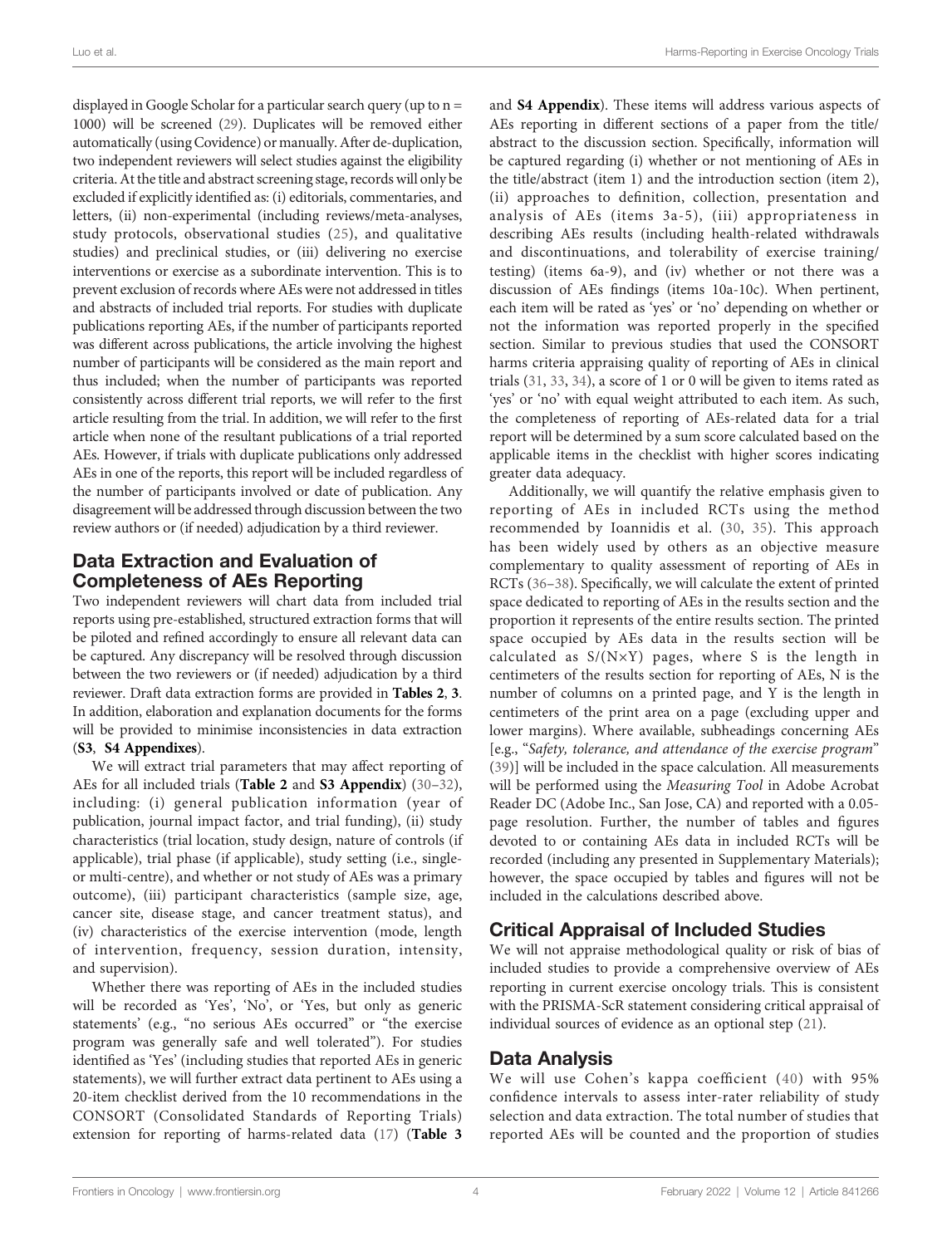displayed in Google Scholar for a particular search query (up to n = 1000) will be screened (29). Duplicates will be removed either automatically (using Covidence) or manually. After de-duplication, two independent reviewers will select studies against the eligibility criteria. At the title and abstract screening stage, records will only be excluded if explicitly identified as: (i) editorials, commentaries, and letters, (ii) non-experimental (including reviews/meta-analyses, study protocols, observational studies (25), and qualitative studies) and preclinical studies, or (iii) delivering no exercise interventions or exercise as a subordinate intervention. This is to prevent exclusion of records where AEs were not addressed in titles and abstracts of included trial reports. For studies with duplicate publications reporting AEs, if the number of participants reported was different across publications, the article involving the highest number of participants will be considered as the main report and thus included; when the number of participants was reported consistently across different trial reports, we will refer to the first article resulting from the trial. In addition, we will refer to the first article when none of the resultant publications of a trial reported AEs. However, if trials with duplicate publications only addressed AEs in one of the reports, this report will be included regardless of the number of participants involved or date of publication. Any disagreement will be addressed through discussion between the two review authors or (if needed) adjudication by a third reviewer.

## Data Extraction and Evaluation of Completeness of AEs Reporting

Two independent reviewers will chart data from included trial reports using pre-established, structured extraction forms that will be piloted and refined accordingly to ensure all relevant data can be captured. Any discrepancy will be resolved through discussion between the two reviewers or (if needed) adjudication by a third reviewer. Draft data extraction forms are provided in **Tables 2**, **3**. In addition, elaboration and explanation documents for the forms will be provided to minimise inconsistencies in data extraction (**S3**, **S4 Appendixes**).

We will extract trial parameters that may affect reporting of AEs for all included trials (**Table 2** and **S3 Appendix**) (30–32), including: (i) general publication information (year of publication, journal impact factor, and trial funding), (ii) study characteristics (trial location, study design, nature of controls (if applicable), trial phase (if applicable), study setting (i.e., single- or multi-centre), and whether or not study of AEs was a primary outcome), (iii) participant characteristics (sample size, age, cancer site, disease stage, and cancer treatment status), and (iv) characteristics of the exercise intervention (mode, length of intervention, frequency, session duration, intensity, and supervision).

Whether there was reporting of AEs in the included studies will be recorded as 'Yes', 'No', or 'Yes, but only as generic statements' (e.g., "no serious AEs occurred" or "the exercise program was generally safe and well tolerated"). For studies identified as 'Yes' (including studies that reported AEs in generic statements), we will further extract data pertinent to AEs using a 20-item checklist derived from the 10 recommendations in the CONSORT (Consolidated Standards of Reporting Trials) extension for reporting of harms-related data (17) (**Table 3** and **S4 Appendix**). These items will address various aspects of AEs reporting in different sections of a paper from the title/abstract to the discussion section. Specifically, information will be captured regarding (i) whether or not mentioning of AEs in the title/abstract (item 1) and the introduction section (item 2), (ii) approaches to definition, collection, presentation and analysis of AEs (items 3a-5), (iii) appropriateness in describing AEs results (including health-related withdrawals and discontinuations, and tolerability of exercise training/testing) (items 6a-9), and (iv) whether or not there was a discussion of AEs findings (items 10a-10c). When pertinent, each item will be rated as 'yes' or 'no' depending on whether or not the information was reported properly in the specified section. Similar to previous studies that used the CONSORT harms criteria appraising quality of reporting of AEs in clinical trials (31, 33, 34), a score of 1 or 0 will be given to items rated as 'yes' or 'no' with equal weight attributed to each item. As such, the completeness of reporting of AEs-related data for a trial report will be determined by a sum score calculated based on the applicable items in the checklist with higher scores indicating greater data adequacy.

Additionally, we will quantify the relative emphasis given to reporting of AEs in included RCTs using the method recommended by Ioannidis et al. (30, 35). This approach has been widely used by others as an objective measure complementary to quality assessment of reporting of AEs in RCTs (36–38). Specifically, we will calculate the extent of printed space dedicated to reporting of AEs in the results section and the proportion it represents of the entire results section. The printed space occupied by AEs data in the results section will be calculated as $S/(N{\times}Y)$ pages, where S is the length in centimeters of the results section for reporting of AEs, N is the number of columns on a printed page, and Y is the length in centimeters of the print area on a page (excluding upper and lower margins). Where available, subheadings concerning AEs [e.g., "*Safety, tolerance, and attendance of the exercise program*" (39)] will be included in the space calculation. All measurements will be performed using the *Measuring Tool* in Adobe Acrobat Reader DC (Adobe Inc., San Jose, CA) and reported with a 0.05-page resolution. Further, the number of tables and figures devoted to or containing AEs data in included RCTs will be recorded (including any presented in Supplementary Materials); however, the space occupied by tables and figures will not be included in the calculations described above.

## Critical Appraisal of Included Studies

We will not appraise methodological quality or risk of bias of included studies to provide a comprehensive overview of AEs reporting in current exercise oncology trials. This is consistent with the PRISMA-ScR statement considering critical appraisal of individual sources of evidence as an optional step (21).

## Data Analysis

We will use Cohen's kappa coefficient (40) with 95% confidence intervals to assess inter-rater reliability of study selection and data extraction. The total number of studies that reported AEs will be counted and the proportion of studies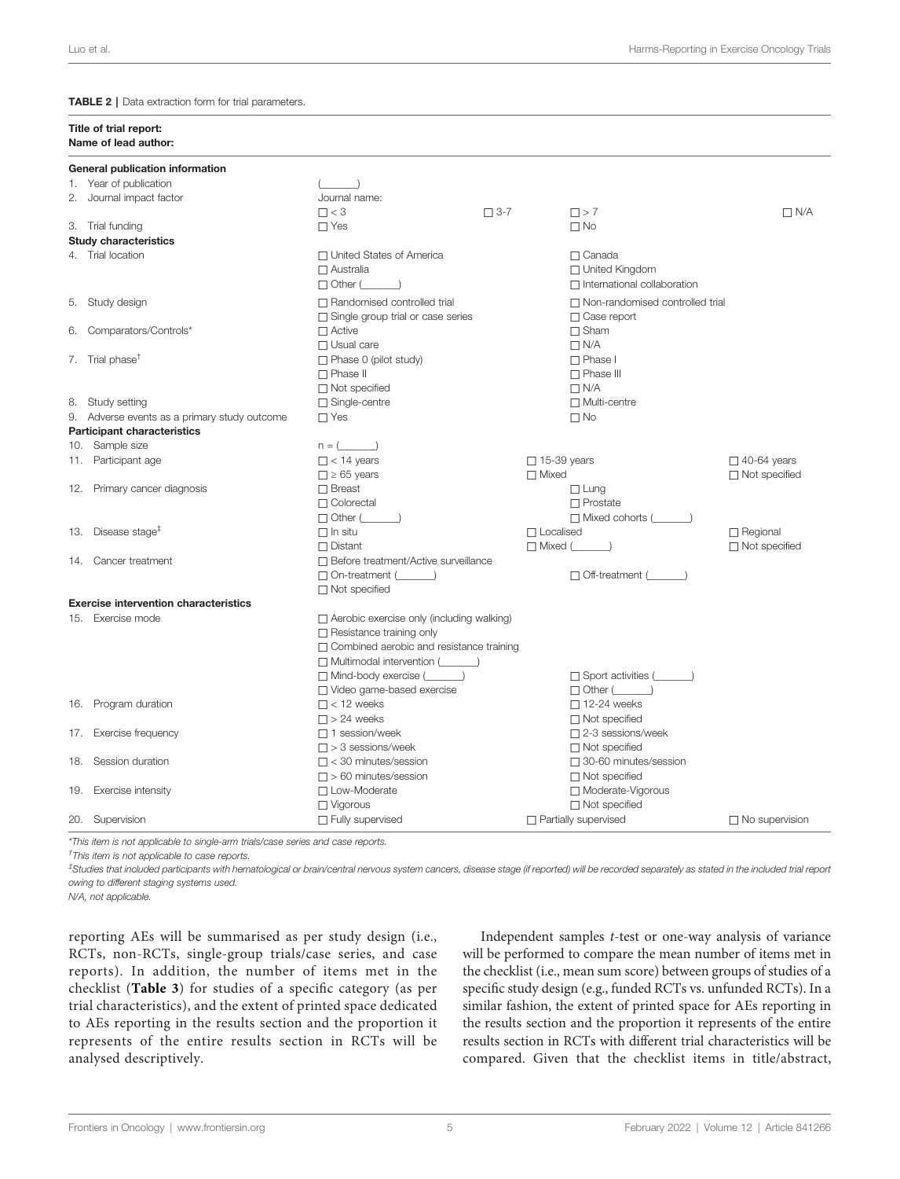**TABLE 2 |** Data extraction form for trial parameters.

| Title of trial report:<br>Name of lead author: | | | |
|---|---|---|---|
| **General publication information** | | | |
| 1. Year of publication | (______) | | |
| 2. Journal impact factor | Journal name:<br>☐ < 3 &nbsp;&nbsp; ☐ 3-7 | ☐ > 7 | ☐ N/A |
| 3. Trial funding | ☐ Yes | ☐ No | |
| **Study characteristics** | | | |
| 4. Trial location | ☐ United States of America<br>☐ Australia<br>☐ Other (______) | ☐ Canada<br>☐ United Kingdom<br>☐ International collaboration | |
| 5. Study design | ☐ Randomised controlled trial<br>☐ Single group trial or case series | ☐ Non-randomised controlled trial<br>☐ Case report | |
| 6. Comparators/Controls* | ☐ Active<br>☐ Usual care | ☐ Sham<br>☐ N/A | |
| 7. Trial phase[†] | ☐ Phase 0 (pilot study)<br>☐ Phase II<br>☐ Not specified | ☐ Phase I<br>☐ Phase III<br>☐ N/A | |
| 8. Study setting | ☐ Single-centre | ☐ Multi-centre | |
| 9. Adverse events as a primary study outcome | ☐ Yes | ☐ No | |
| **Participant characteristics** | | | |
| 10. Sample size | n = (______) | | |
| 11. Participant age | ☐ < 14 years<br>☐ ≥ 65 years | ☐ 15-39 years<br>☐ Mixed | ☐ 40-64 years<br>☐ Not specified |
| 12. Primary cancer diagnosis | ☐ Breast<br>☐ Colorectal<br>☐ Other (______) | ☐ Lung<br>☐ Prostate<br>☐ Mixed cohorts (______) | |
| 13. Disease stage[‡] | ☐ In situ<br>☐ Distant | ☐ Localised<br>☐ Mixed (______) | ☐ Regional<br>☐ Not specified |
| 14. Cancer treatment | ☐ Before treatment/Active surveillance<br>☐ On-treatment (______)<br>☐ Not specified | ☐ Off-treatment (______) | |
| **Exercise intervention characteristics** | | | |
| 15. Exercise mode | ☐ Aerobic exercise only (including walking)<br>☐ Resistance training only<br>☐ Combined aerobic and resistance training<br>☐ Multimodal intervention (______)<br>☐ Mind-body exercise (______)<br>☐ Video game-based exercise | ☐ Sport activities (______)<br>☐ Other (______) | |
| 16. Program duration | ☐ < 12 weeks<br>☐ > 24 weeks | ☐ 12-24 weeks<br>☐ Not specified | |
| 17. Exercise frequency | ☐ 1 session/week<br>☐ > 3 sessions/week | ☐ 2-3 sessions/week<br>☐ Not specified | |
| 18. Session duration | ☐ < 30 minutes/session<br>☐ > 60 minutes/session | ☐ 30-60 minutes/session<br>☐ Not specified | |
| 19. Exercise intensity | ☐ Low-Moderate<br>☐ Vigorous | ☐ Moderate-Vigorous<br>☐ Not specified | |
| 20. Supervision | ☐ Fully supervised | ☐ Partially supervised | ☐ No supervision |

*This item is not applicable to single-arm trials/case series and case reports.

[†]This item is not applicable to case reports.

[‡]Studies that included participants with hematological or brain/central nervous system cancers, disease stage (if reported) will be recorded separately as stated in the included trial report owing to different staging systems used.

N/A, not applicable.

reporting AEs will be summarised as per study design (i.e., RCTs, non-RCTs, single-group trials/case series, and case reports). In addition, the number of items met in the checklist (**Table 3**) for studies of a specific category (as per trial characteristics), and the extent of printed space dedicated to AEs reporting in the results section and the proportion it represents of the entire results section in RCTs will be analysed descriptively.

Independent samples *t*-test or one-way analysis of variance will be performed to compare the mean number of items met in the checklist (i.e., mean sum score) between groups of studies of a specific study design (e.g., funded RCTs vs. unfunded RCTs). In a similar fashion, the extent of printed space for AEs reporting in the results section and the proportion it represents of the entire results section in RCTs with different trial characteristics will be compared. Given that the checklist items in title/abstract,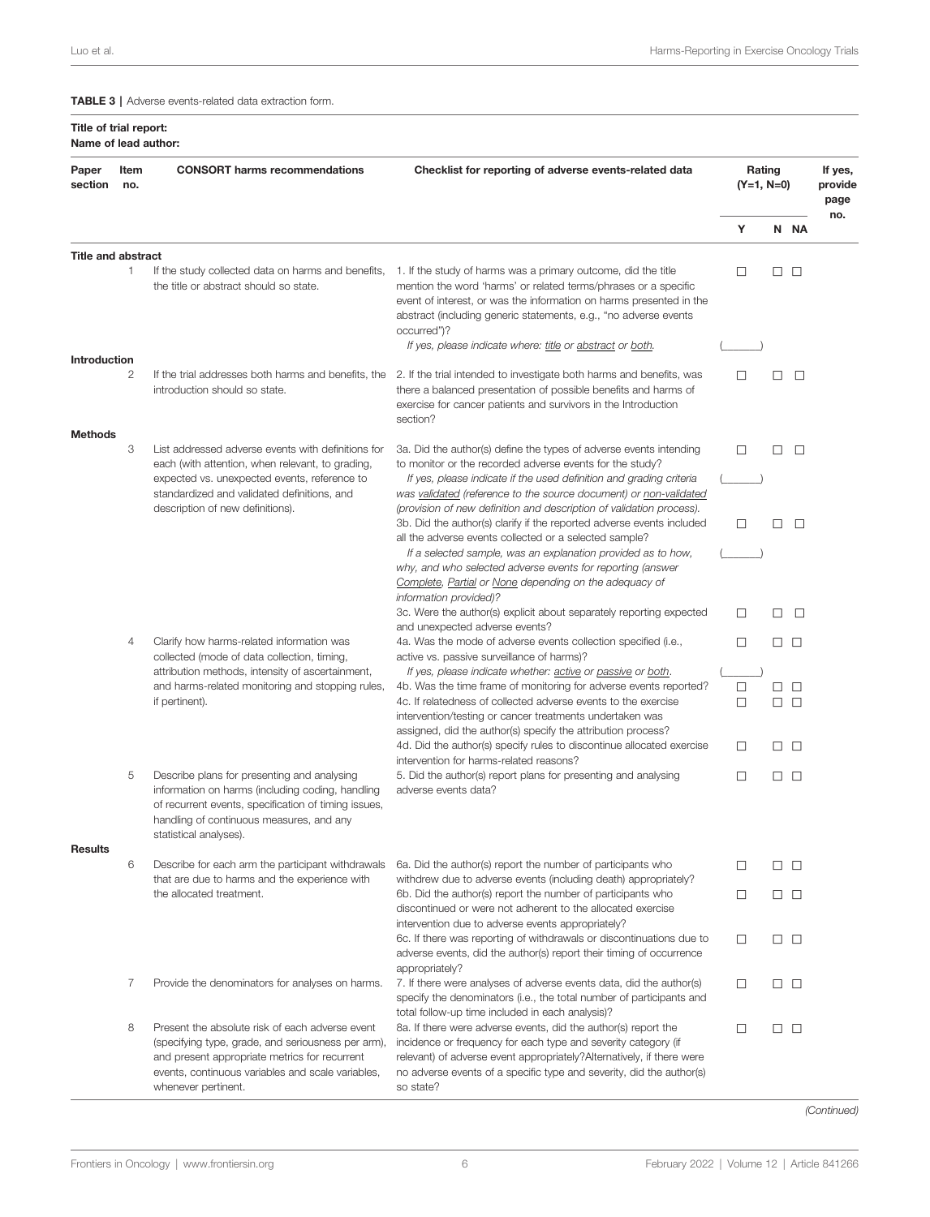**TABLE 3 |** Adverse events-related data extraction form.

**Title of trial report:**
**Name of lead author:**

| Paper section | Item no. | CONSORT harms recommendations | Checklist for reporting of adverse events-related data | Rating (Y=1, N=0) | | | If yes, provide page no. |
|---|---|---|---|---|---|---|---|
| | | | | Y | N | NA | |
| **Title and abstract** | | | | | | | |
| | 1 | If the study collected data on harms and benefits, the title or abstract should so state. | 1. If the study of harms was a primary outcome, did the title mention the word 'harms' or related terms/phrases or a specific event of interest, or was the information on harms presented in the abstract (including generic statements, e.g., "no adverse events occurred")? | ☐ | ☐ | ☐ | |
| | | | *If yes, please indicate where: title or abstract or both.* | (\_\_\_\_\_\_) | | | |
| **Introduction** | | | | | | | |
| | 2 | If the trial addresses both harms and benefits, the introduction should so state. | 2. If the trial intended to investigate both harms and benefits, was there a balanced presentation of possible benefits and harms of exercise for cancer patients and survivors in the Introduction section? | ☐ | ☐ | ☐ | |
| **Methods** | | | | | | | |
| | 3 | List addressed adverse events with definitions for each (with attention, when relevant, to grading, expected vs. unexpected events, reference to standardized and validated definitions, and description of new definitions). | 3a. Did the author(s) define the types of adverse events intending to monitor or the recorded adverse events for the study? | ☐ | ☐ | ☐ | |
| | | | *If yes, please indicate if the used definition and grading criteria was validated (reference to the source document) or non-validated (provision of new definition and description of validation process).* | (\_\_\_\_\_\_) | | | |
| | | | 3b. Did the author(s) clarify if the reported adverse events included all the adverse events collected or a selected sample? | ☐ | ☐ | ☐ | |
| | | | *If a selected sample, was an explanation provided as to how, why, and who selected adverse events for reporting (answer Complete, Partial or None depending on the adequacy of information provided)?* | (\_\_\_\_\_\_) | | | |
| | | | 3c. Were the author(s) explicit about separately reporting expected and unexpected adverse events? | ☐ | ☐ | ☐ | |
| | 4 | Clarify how harms-related information was collected (mode of data collection, timing, attribution methods, intensity of ascertainment, and harms-related monitoring and stopping rules, if pertinent). | 4a. Was the mode of adverse events collection specified (i.e., active vs. passive surveillance of harms)? | ☐ | ☐ | ☐ | |
| | | | *If yes, please indicate whether: active or passive or both.* | (\_\_\_\_\_\_) | | | |
| | | | 4b. Was the time frame of monitoring for adverse events reported? | ☐ | ☐ | ☐ | |
| | | | 4c. If relatedness of collected adverse events to the exercise intervention/testing or cancer treatments undertaken was assigned, did the author(s) specify the attribution process? | ☐ | ☐ | ☐ | |
| | | | 4d. Did the author(s) specify rules to discontinue allocated exercise intervention for harms-related reasons? | ☐ | ☐ | ☐ | |
| | 5 | Describe plans for presenting and analysing information on harms (including coding, handling of recurrent events, specification of timing issues, handling of continuous measures, and any statistical analyses). | 5. Did the author(s) report plans for presenting and analysing adverse events data? | ☐ | ☐ | ☐ | |
| **Results** | | | | | | | |
| | 6 | Describe for each arm the participant withdrawals that are due to harms and the experience with the allocated treatment. | 6a. Did the author(s) report the number of participants who withdrew due to adverse events (including death) appropriately? | ☐ | ☐ | ☐ | |
| | | | 6b. Did the author(s) report the number of participants who discontinued or were not adherent to the allocated exercise intervention due to adverse events appropriately? | ☐ | ☐ | ☐ | |
| | | | 6c. If there was reporting of withdrawals or discontinuations due to adverse events, did the author(s) report their timing of occurrence appropriately? | ☐ | ☐ | ☐ | |
| | 7 | Provide the denominators for analyses on harms. | 7. If there were analyses of adverse events data, did the author(s) specify the denominators (i.e., the total number of participants and total follow-up time included in each analysis)? | ☐ | ☐ | ☐ | |
| | 8 | Present the absolute risk of each adverse event (specifying type, grade, and seriousness per arm), and present appropriate metrics for recurrent events, continuous variables and scale variables, whenever pertinent. | 8a. If there were adverse events, did the author(s) report the incidence or frequency for each type and severity category (if relevant) of adverse event appropriately?Alternatively, if there were no adverse events of a specific type and severity, did the author(s) so state? | ☐ | ☐ | ☐ | |

*(Continued)*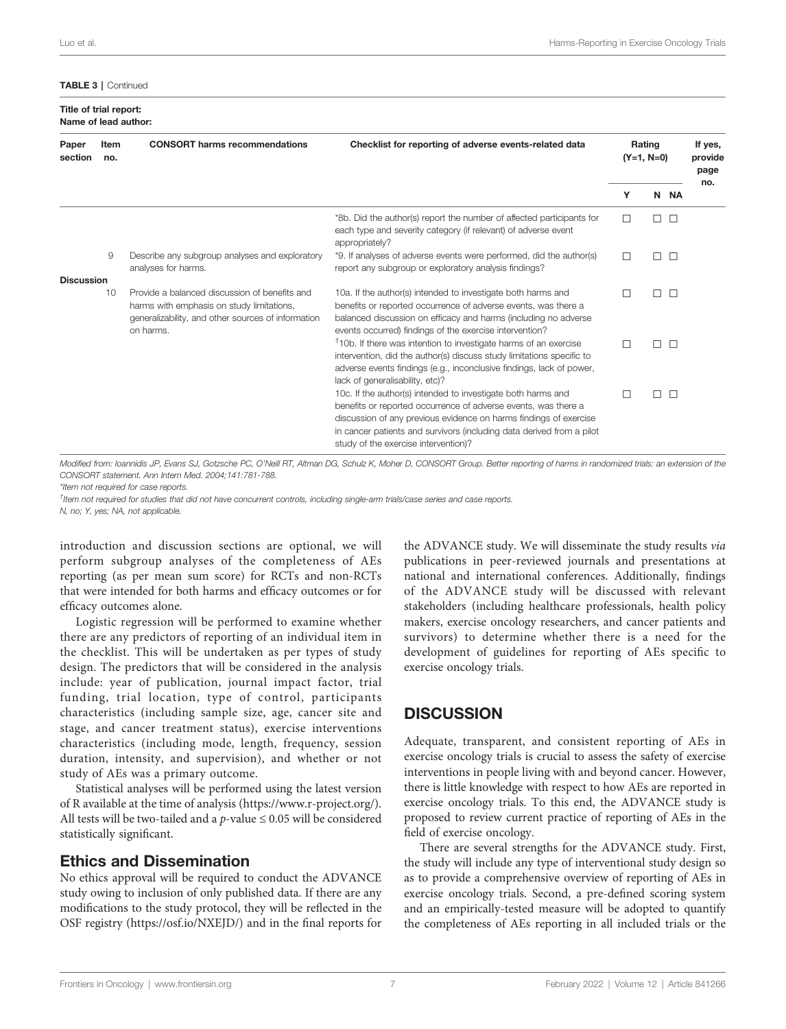**TABLE 3** | Continued

**Title of trial report:**
**Name of lead author:**

| Paper section | Item no. | CONSORT harms recommendations | Checklist for reporting of adverse events-related data | Rating (Y=1, N=0) | | | If yes, provide page no. |
|---|---|---|---|---|---|---|---|
| | | | | Y | N | NA | |
| | | | *8b. Did the author(s) report the number of affected participants for each type and severity category (if relevant) of adverse event appropriately? | ☐ | ☐ | ☐ | |
| | 9 | Describe any subgroup analyses and exploratory analyses for harms. | *9. If analyses of adverse events were performed, did the author(s) report any subgroup or exploratory analysis findings? | ☐ | ☐ | ☐ | |
| **Discussion** | | | | | | | |
| | 10 | Provide a balanced discussion of benefits and harms with emphasis on study limitations, generalizability, and other sources of information on harms. | 10a. If the author(s) intended to investigate both harms and benefits or reported occurrence of adverse events, was there a balanced discussion on efficacy and harms (including no adverse events occurred) findings of the exercise intervention? | ☐ | ☐ | ☐ | |
| | | | †10b. If there was intention to investigate harms of an exercise intervention, did the author(s) discuss study limitations specific to adverse events findings (e.g., inconclusive findings, lack of power, lack of generalisability, etc)? | ☐ | ☐ | ☐ | |
| | | | 10c. If the author(s) intended to investigate both harms and benefits or reported occurrence of adverse events, was there a discussion of any previous evidence on harms findings of exercise in cancer patients and survivors (including data derived from a pilot study of the exercise intervention)? | ☐ | ☐ | ☐ | |

*Modified from: Ioannidis JP, Evans SJ, Gotzsche PC, O'Neill RT, Altman DG, Schulz K, Moher D, CONSORT Group. Better reporting of harms in randomized trials: an extension of the CONSORT statement. Ann Intern Med. 2004;141:781-788.*

*Item not required for case reports.

†Item not required for studies that did not have concurrent controls, including single-arm trials/case series and case reports.

N, no; Y, yes; NA, not applicable.

introduction and discussion sections are optional, we will perform subgroup analyses of the completeness of AEs reporting (as per mean sum score) for RCTs and non-RCTs that were intended for both harms and efficacy outcomes or for efficacy outcomes alone.

Logistic regression will be performed to examine whether there are any predictors of reporting of an individual item in the checklist. This will be undertaken as per types of study design. The predictors that will be considered in the analysis include: year of publication, journal impact factor, trial funding, trial location, type of control, participants characteristics (including sample size, age, cancer site and stage, and cancer treatment status), exercise interventions characteristics (including mode, length, frequency, session duration, intensity, and supervision), and whether or not study of AEs was a primary outcome.

Statistical analyses will be performed using the latest version of R available at the time of analysis (https://www.r-project.org/). All tests will be two-tailed and a $p$-value $\leq 0.05$ will be considered statistically significant.

### Ethics and Dissemination

No ethics approval will be required to conduct the ADVANCE study owing to inclusion of only published data. If there are any modifications to the study protocol, they will be reflected in the OSF registry (https://osf.io/NXEJD/) and in the final reports for the ADVANCE study. We will disseminate the study results *via* publications in peer-reviewed journals and presentations at national and international conferences. Additionally, findings of the ADVANCE study will be discussed with relevant stakeholders (including healthcare professionals, health policy makers, exercise oncology researchers, and cancer patients and survivors) to determine whether there is a need for the development of guidelines for reporting of AEs specific to exercise oncology trials.

## DISCUSSION

Adequate, transparent, and consistent reporting of AEs in exercise oncology trials is crucial to assess the safety of exercise interventions in people living with and beyond cancer. However, there is little knowledge with respect to how AEs are reported in exercise oncology trials. To this end, the ADVANCE study is proposed to review current practice of reporting of AEs in the field of exercise oncology.

There are several strengths for the ADVANCE study. First, the study will include any type of interventional study design so as to provide a comprehensive overview of reporting of AEs in exercise oncology trials. Second, a pre-defined scoring system and an empirically-tested measure will be adopted to quantify the completeness of AEs reporting in all included trials or the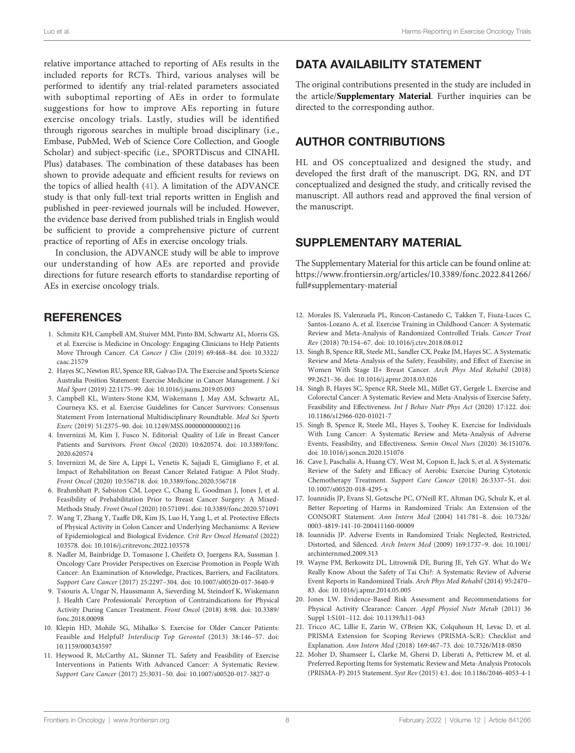relative importance attached to reporting of AEs results in the included reports for RCTs. Third, various analyses will be performed to identify any trial-related parameters associated with suboptimal reporting of AEs in order to formulate suggestions for how to improve AEs reporting in future exercise oncology trials. Lastly, studies will be identified through rigorous searches in multiple broad disciplinary (i.e., Embase, PubMed, Web of Science Core Collection, and Google Scholar) and subject-specific (i.e., SPORTDiscus and CINAHL Plus) databases. The combination of these databases has been shown to provide adequate and efficient results for reviews on the topics of allied health (41). A limitation of the ADVANCE study is that only full-text trial reports written in English and published in peer-reviewed journals will be included. However, the evidence base derived from published trials in English would be sufficient to provide a comprehensive picture of current practice of reporting of AEs in exercise oncology trials.

In conclusion, the ADVANCE study will be able to improve our understanding of how AEs are reported and provide directions for future research efforts to standardise reporting of AEs in exercise oncology trials.

## DATA AVAILABILITY STATEMENT

The original contributions presented in the study are included in the article/**Supplementary Material**. Further inquiries can be directed to the corresponding author.

## AUTHOR CONTRIBUTIONS

HL and OS conceptualized and designed the study, and developed the first draft of the manuscript. DG, RN, and DT conceptualized and designed the study, and critically revised the manuscript. All authors read and approved the final version of the manuscript.

## SUPPLEMENTARY MATERIAL

The Supplementary Material for this article can be found online at: https://www.frontiersin.org/articles/10.3389/fonc.2022.841266/full#supplementary-material

## REFERENCES

1. Schmitz KH, Campbell AM, Stuiver MM, Pinto BM, Schwartz AL, Morris GS, et al. Exercise is Medicine in Oncology: Engaging Clinicians to Help Patients Move Through Cancer. *CA Cancer J Clin* (2019) 69:468–84. doi: 10.3322/caac.21579
2. Hayes SC, Newton RU, Spence RR, Galvao DA. The Exercise and Sports Science Australia Position Statement: Exercise Medicine in Cancer Management. *J Sci Med Sport* (2019) 22:1175–99. doi: 10.1016/j.jsams.2019.05.003
3. Campbell KL, Winters-Stone KM, Wiskemann J, May AM, Schwartz AL, Courneya KS, et al. Exercise Guidelines for Cancer Survivors: Consensus Statement From International Multidisciplinary Roundtable. *Med Sci Sports Exerc* (2019) 51:2375–90. doi: 10.1249/MSS.0000000000002116
4. Invernizzi M, Kim J, Fusco N. Editorial: Quality of Life in Breast Cancer Patients and Survivors. *Front Oncol* (2020) 10:620574. doi: 10.3389/fonc.2020.620574
5. Invernizzi M, de Sire A, Lippi L, Venetis K, Sajjadi E, Gimigliano F, et al. Impact of Rehabilitation on Breast Cancer Related Fatigue: A Pilot Study. *Front Oncol* (2020) 10:556718. doi: 10.3389/fonc.2020.556718
6. Brahmbhatt P, Sabiston CM, Lopez C, Chang E, Goodman J, Jones J, et al. Feasibility of Prehabilitation Prior to Breast Cancer Surgery: A Mixed-Methods Study. *Front Oncol* (2020) 10:571091. doi: 10.3389/fonc.2020.571091
7. Wang T, Zhang Y, Taaffe DR, Kim JS, Luo H, Yang L, et al. Protective Effects of Physical Activity in Colon Cancer and Underlying Mechanisms: A Review of Epidemiological and Biological Evidence. *Crit Rev Oncol Hematol* (2022) 103578. doi: 10.1016/j.critrevonc.2022.103578
8. Nadler M, Bainbridge D, Tomasone J, Cheifetz O, Juergens RA, Sussman J. Oncology Care Provider Perspectives on Exercise Promotion in People With Cancer: An Examination of Knowledge, Practices, Barriers, and Facilitators. *Support Care Cancer* (2017) 25:2297–304. doi: 10.1007/s00520-017-3640-9
9. Tsiouris A, Ungar N, Haussmann A, Sieverding M, Steindorf K, Wiskemann J. Health Care Professionals' Perception of Contraindications for Physical Activity During Cancer Treatment. *Front Oncol* (2018) 8:98. doi: 10.3389/fonc.2018.00098
10. Klepin HD, Mohile SG, Mihalko S. Exercise for Older Cancer Patients: Feasible and Helpful? *Interdiscip Top Gerontol* (2013) 38:146–57. doi: 10.1159/000343597
11. Heywood R, McCarthy AL, Skinner TL. Safety and Feasibility of Exercise Interventions in Patients With Advanced Cancer: A Systematic Review. *Support Care Cancer* (2017) 25:3031–50. doi: 10.1007/s00520-017-3827-0
12. Morales JS, Valenzuela PL, Rincon-Castanedo C, Takken T, Fiuza-Luces C, Santos-Lozano A, et al. Exercise Training in Childhood Cancer: A Systematic Review and Meta-Analysis of Randomized Controlled Trials. *Cancer Treat Rev* (2018) 70:154–67. doi: 10.1016/j.ctrv.2018.08.012
13. Singh B, Spence RR, Steele ML, Sandler CX, Peake JM, Hayes SC. A Systematic Review and Meta-Analysis of the Safety, Feasibility, and Effect of Exercise in Women With Stage II+ Breast Cancer. *Arch Phys Med Rehabil* (2018) 99:2621–36. doi: 10.1016/j.apmr.2018.03.026
14. Singh B, Hayes SC, Spence RR, Steele ML, Millet GY, Gergele L. Exercise and Colorectal Cancer: A Systematic Review and Meta-Analysis of Exercise Safety, Feasibility and Effectiveness. *Int J Behav Nutr Phys Act* (2020) 17:122. doi: 10.1186/s12966-020-01021-7
15. Singh B, Spence R, Steele ML, Hayes S, Toohey K. Exercise for Individuals With Lung Cancer: A Systematic Review and Meta-Analysis of Adverse Events, Feasibility, and Effectiveness. *Semin Oncol Nurs* (2020) 36:151076. doi: 10.1016/j.soncn.2020.151076
16. Cave J, Paschalis A, Huang CY, West M, Copson E, Jack S, et al. A Systematic Review of the Safety and Efficacy of Aerobic Exercise During Cytotoxic Chemotherapy Treatment. *Support Care Cancer* (2018) 26:3337–51. doi: 10.1007/s00520-018-4295-x
17. Ioannidis JP, Evans SJ, Gotzsche PC, O'Neill RT, Altman DG, Schulz K, et al. Better Reporting of Harms in Randomized Trials: An Extension of the CONSORT Statement. *Ann Intern Med* (2004) 141:781–8. doi: 10.7326/0003-4819-141-10-200411160-00009
18. Ioannidis JP. Adverse Events in Randomized Trials: Neglected, Restricted, Distorted, and Silenced. *Arch Intern Med* (2009) 169:1737–9. doi: 10.1001/archinternmed.2009.313
19. Wayne PM, Berkowitz DL, Litrownik DE, Buring JE, Yeh GY. What do We Really Know About the Safety of Tai Chi?: A Systematic Review of Adverse Event Reports in Randomized Trials. *Arch Phys Med Rehabil* (2014) 95:2470–83. doi: 10.1016/j.apmr.2014.05.005
20. Jones LW. Evidence-Based Risk Assessment and Recommendations for Physical Activity Clearance: Cancer. *Appl Physiol Nutr Metab* (2011) 36 Suppl 1:S101–112. doi: 10.1139/h11-043
21. Tricco AC, Lillie E, Zarin W, O'Brien KK, Colquhoun H, Levac D, et al. PRISMA Extension for Scoping Reviews (PRISMA-ScR): Checklist and Explanation. *Ann Intern Med* (2018) 169:467–73. doi: 10.7326/M18-0850
22. Moher D, Shamseer L, Clarke M, Ghersi D, Liberati A, Petticrew M, et al. Preferred Reporting Items for Systematic Review and Meta-Analysis Protocols (PRISMA-P) 2015 Statement. *Syst Rev* (2015) 4:1. doi: 10.1186/2046-4053-4-1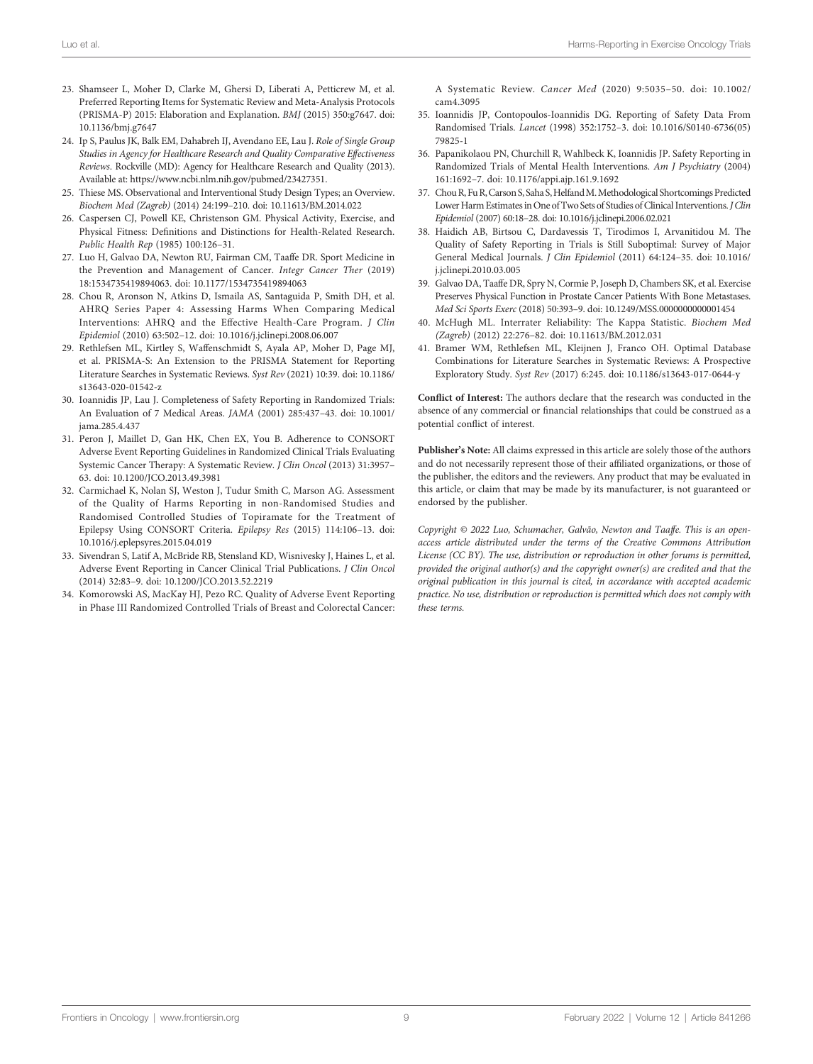23. Shamseer L, Moher D, Clarke M, Ghersi D, Liberati A, Petticrew M, et al. Preferred Reporting Items for Systematic Review and Meta-Analysis Protocols (PRISMA-P) 2015: Elaboration and Explanation. *BMJ* (2015) 350:g7647. doi: 10.1136/bmj.g7647
24. Ip S, Paulus JK, Balk EM, Dahabreh IJ, Avendano EE, Lau J. *Role of Single Group Studies in Agency for Healthcare Research and Quality Comparative Effectiveness Reviews*. Rockville (MD): Agency for Healthcare Research and Quality (2013). Available at: https://www.ncbi.nlm.nih.gov/pubmed/23427351.
25. Thiese MS. Observational and Interventional Study Design Types; an Overview. *Biochem Med (Zagreb)* (2014) 24:199–210. doi: 10.11613/BM.2014.022
26. Caspersen CJ, Powell KE, Christenson GM. Physical Activity, Exercise, and Physical Fitness: Definitions and Distinctions for Health-Related Research. *Public Health Rep* (1985) 100:126–31.
27. Luo H, Galvao DA, Newton RU, Fairman CM, Taaffe DR. Sport Medicine in the Prevention and Management of Cancer. *Integr Cancer Ther* (2019) 18:1534735419894063. doi: 10.1177/1534735419894063
28. Chou R, Aronson N, Atkins D, Ismaila AS, Santaguida P, Smith DH, et al. AHRQ Series Paper 4: Assessing Harms When Comparing Medical Interventions: AHRQ and the Effective Health-Care Program. *J Clin Epidemiol* (2010) 63:502–12. doi: 10.1016/j.jclinepi.2008.06.007
29. Rethlefsen ML, Kirtley S, Waffenschmidt S, Ayala AP, Moher D, Page MJ, et al. PRISMA-S: An Extension to the PRISMA Statement for Reporting Literature Searches in Systematic Reviews. *Syst Rev* (2021) 10:39. doi: 10.1186/s13643-020-01542-z
30. Ioannidis JP, Lau J. Completeness of Safety Reporting in Randomized Trials: An Evaluation of 7 Medical Areas. *JAMA* (2001) 285:437–43. doi: 10.1001/jama.285.4.437
31. Peron J, Maillet D, Gan HK, Chen EX, You B. Adherence to CONSORT Adverse Event Reporting Guidelines in Randomized Clinical Trials Evaluating Systemic Cancer Therapy: A Systematic Review. *J Clin Oncol* (2013) 31:3957–63. doi: 10.1200/JCO.2013.49.3981
32. Carmichael K, Nolan SJ, Weston J, Tudur Smith C, Marson AG. Assessment of the Quality of Harms Reporting in non-Randomised Studies and Randomised Controlled Studies of Topiramate for the Treatment of Epilepsy Using CONSORT Criteria. *Epilepsy Res* (2015) 114:106–13. doi: 10.1016/j.eplepsyres.2015.04.019
33. Sivendran S, Latif A, McBride RB, Stensland KD, Wisnivesky J, Haines L, et al. Adverse Event Reporting in Cancer Clinical Trial Publications. *J Clin Oncol* (2014) 32:83–9. doi: 10.1200/JCO.2013.52.2219
34. Komorowski AS, MacKay HJ, Pezo RC. Quality of Adverse Event Reporting in Phase III Randomized Controlled Trials of Breast and Colorectal Cancer: A Systematic Review. *Cancer Med* (2020) 9:5035–50. doi: 10.1002/cam4.3095
35. Ioannidis JP, Contopoulos-Ioannidis DG. Reporting of Safety Data From Randomised Trials. *Lancet* (1998) 352:1752–3. doi: 10.1016/S0140-6736(05)79825-1
36. Papanikolaou PN, Churchill R, Wahlbeck K, Ioannidis JP. Safety Reporting in Randomized Trials of Mental Health Interventions. *Am J Psychiatry* (2004) 161:1692–7. doi: 10.1176/appi.ajp.161.9.1692
37. Chou R, Fu R, Carson S, Saha S, Helfand M. Methodological Shortcomings Predicted Lower Harm Estimates in One of Two Sets of Studies of Clinical Interventions. *J Clin Epidemiol* (2007) 60:18–28. doi: 10.1016/j.jclinepi.2006.02.021
38. Haidich AB, Birtsou C, Dardavessis T, Tirodimos I, Arvanitidou M. The Quality of Safety Reporting in Trials is Still Suboptimal: Survey of Major General Medical Journals. *J Clin Epidemiol* (2011) 64:124–35. doi: 10.1016/j.jclinepi.2010.03.005
39. Galvao DA, Taaffe DR, Spry N, Cormie P, Joseph D, Chambers SK, et al. Exercise Preserves Physical Function in Prostate Cancer Patients With Bone Metastases. *Med Sci Sports Exerc* (2018) 50:393–9. doi: 10.1249/MSS.0000000000001454
40. McHugh ML. Interrater Reliability: The Kappa Statistic. *Biochem Med (Zagreb)* (2012) 22:276–82. doi: 10.11613/BM.2012.031
41. Bramer WM, Rethlefsen ML, Kleijnen J, Franco OH. Optimal Database Combinations for Literature Searches in Systematic Reviews: A Prospective Exploratory Study. *Syst Rev* (2017) 6:245. doi: 10.1186/s13643-017-0644-y

**Conflict of Interest:** The authors declare that the research was conducted in the absence of any commercial or financial relationships that could be construed as a potential conflict of interest.

**Publisher's Note:** All claims expressed in this article are solely those of the authors and do not necessarily represent those of their affiliated organizations, or those of the publisher, the editors and the reviewers. Any product that may be evaluated in this article, or claim that may be made by its manufacturer, is not guaranteed or endorsed by the publisher.

*Copyright © 2022 Luo, Schumacher, Galvão, Newton and Taaffe. This is an open-access article distributed under the terms of the Creative Commons Attribution License (CC BY). The use, distribution or reproduction in other forums is permitted, provided the original author(s) and the copyright owner(s) are credited and that the original publication in this journal is cited, in accordance with accepted academic practice. No use, distribution or reproduction is permitted which does not comply with these terms.*